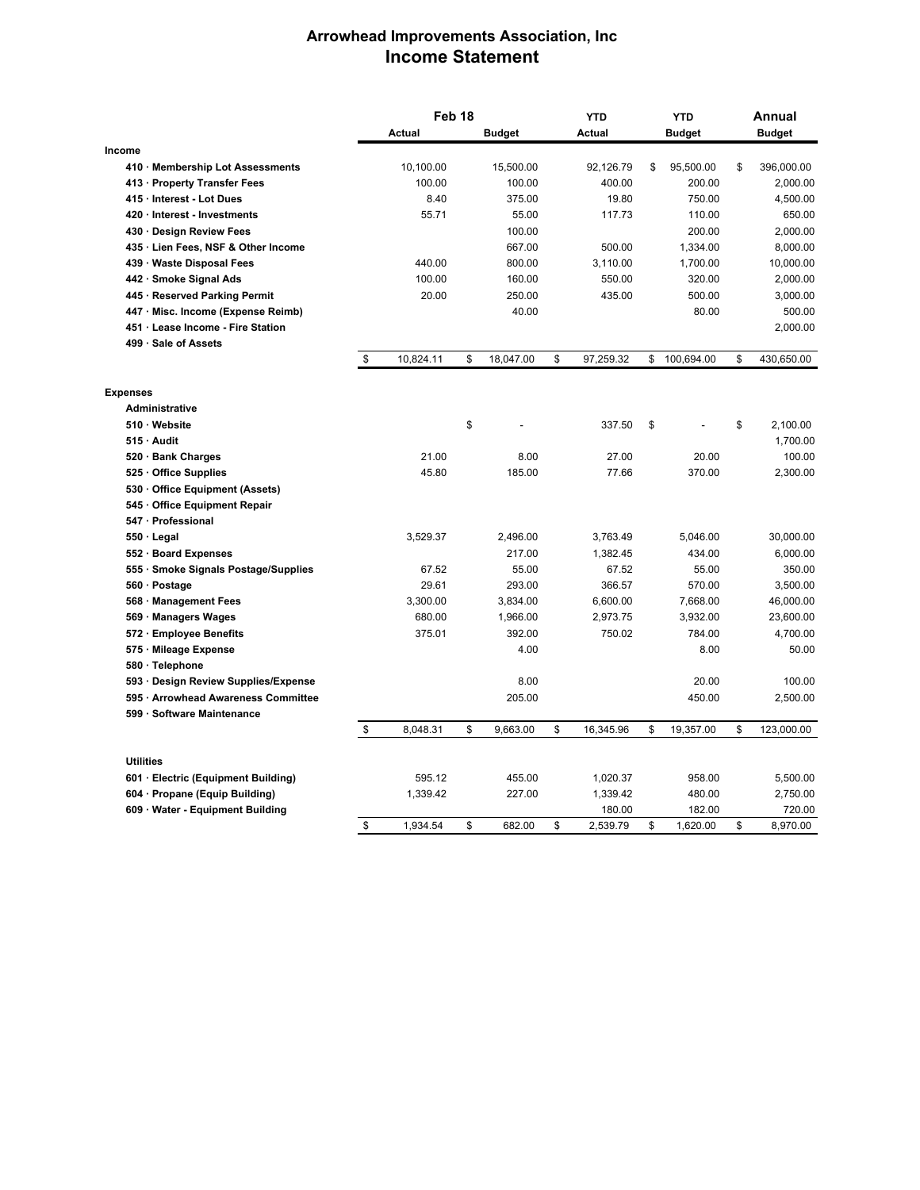# Arrowhead Improvements Association, Inc
## Income Statement

| | Feb 18 Actual | Feb 18 Budget | YTD Actual | YTD Budget | Annual Budget |
|---|---|---|---|---|---|
| **Income** | | | | | |
| 410 · Membership Lot Assessments | 10,100.00 | 15,500.00 | 92,126.79 | $ 95,500.00 | $ 396,000.00 |
| 413 · Property Transfer Fees | 100.00 | 100.00 | 400.00 | 200.00 | 2,000.00 |
| 415 · Interest - Lot Dues | 8.40 | 375.00 | 19.80 | 750.00 | 4,500.00 |
| 420 · Interest - Investments | 55.71 | 55.00 | 117.73 | 110.00 | 650.00 |
| 430 · Design Review Fees | | 100.00 | | 200.00 | 2,000.00 |
| 435 · Lien Fees, NSF & Other Income | | 667.00 | 500.00 | 1,334.00 | 8,000.00 |
| 439 · Waste Disposal Fees | 440.00 | 800.00 | 3,110.00 | 1,700.00 | 10,000.00 |
| 442 · Smoke Signal Ads | 100.00 | 160.00 | 550.00 | 320.00 | 2,000.00 |
| 445 · Reserved Parking Permit | 20.00 | 250.00 | 435.00 | 500.00 | 3,000.00 |
| 447 · Misc. Income (Expense Reimb) | | 40.00 | | 80.00 | 500.00 |
| 451 · Lease Income - Fire Station | | | | | 2,000.00 |
| 499 · Sale of Assets | | | | | |
| | $ 10,824.11 | $ 18,047.00 | $ 97,259.32 | $ 100,694.00 | $ 430,650.00 |
| **Expenses** | | | | | |
| **Administrative** | | | | | |
| 510 · Website | | $ - | 337.50 | $ - | $ 2,100.00 |
| 515 · Audit | | | | | 1,700.00 |
| 520 · Bank Charges | 21.00 | 8.00 | 27.00 | 20.00 | 100.00 |
| 525 · Office Supplies | 45.80 | 185.00 | 77.66 | 370.00 | 2,300.00 |
| 530 · Office Equipment (Assets) | | | | | |
| 545 · Office Equipment Repair | | | | | |
| 547 · Professional | | | | | |
| 550 · Legal | 3,529.37 | 2,496.00 | 3,763.49 | 5,046.00 | 30,000.00 |
| 552 · Board Expenses | | 217.00 | 1,382.45 | 434.00 | 6,000.00 |
| 555 · Smoke Signals Postage/Supplies | 67.52 | 55.00 | 67.52 | 55.00 | 350.00 |
| 560 · Postage | 29.61 | 293.00 | 366.57 | 570.00 | 3,500.00 |
| 568 · Management Fees | 3,300.00 | 3,834.00 | 6,600.00 | 7,668.00 | 46,000.00 |
| 569 · Managers Wages | 680.00 | 1,966.00 | 2,973.75 | 3,932.00 | 23,600.00 |
| 572 · Employee Benefits | 375.01 | 392.00 | 750.02 | 784.00 | 4,700.00 |
| 575 · Mileage Expense | | 4.00 | | 8.00 | 50.00 |
| 580 · Telephone | | | | | |
| 593 · Design Review Supplies/Expense | | 8.00 | | 20.00 | 100.00 |
| 595 · Arrowhead Awareness Committee | | 205.00 | | 450.00 | 2,500.00 |
| 599 · Software Maintenance | | | | | |
| | $ 8,048.31 | $ 9,663.00 | $ 16,345.96 | $ 19,357.00 | $ 123,000.00 |
| **Utilities** | | | | | |
| 601 · Electric (Equipment Building) | 595.12 | 455.00 | 1,020.37 | 958.00 | 5,500.00 |
| 604 · Propane (Equip Building) | 1,339.42 | 227.00 | 1,339.42 | 480.00 | 2,750.00 |
| 609 · Water - Equipment Building | | | 180.00 | 182.00 | 720.00 |
| | $ 1,934.54 | $ 682.00 | $ 2,539.79 | $ 1,620.00 | $ 8,970.00 |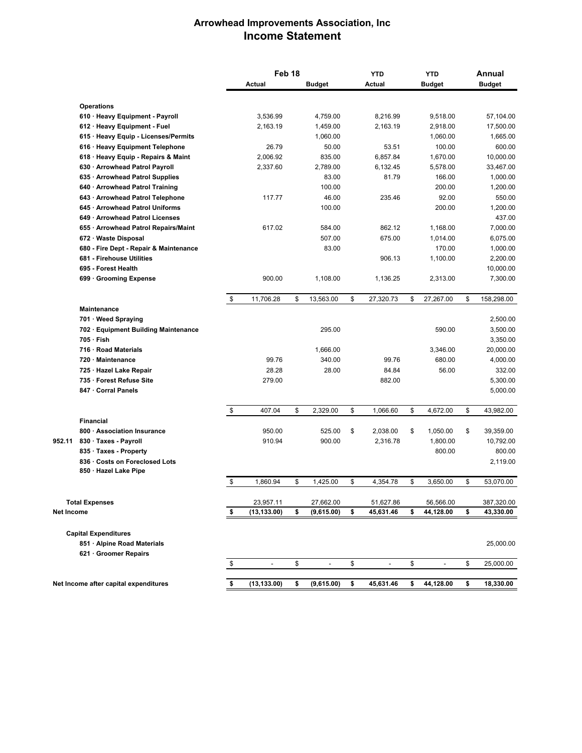# Arrowhead Improvements Association, Inc

## Income Statement

| | Feb 18 Actual | Feb 18 Budget | YTD Actual | YTD Budget | Annual Budget |
|---|---|---|---|---|---|
| **Operations** | | | | | |
| 610 · Heavy Equipment - Payroll | 3,536.99 | 4,759.00 | 8,216.99 | 9,518.00 | 57,104.00 |
| 612 · Heavy Equipment - Fuel | 2,163.19 | 1,459.00 | 2,163.19 | 2,918.00 | 17,500.00 |
| 615 · Heavy Equip - Licenses/Permits | | 1,060.00 | | 1,060.00 | 1,665.00 |
| 616 · Heavy Equipment Telephone | 26.79 | 50.00 | 53.51 | 100.00 | 600.00 |
| 618 · Heavy Equip - Repairs & Maint | 2,006.92 | 835.00 | 6,857.84 | 1,670.00 | 10,000.00 |
| 630 · Arrowhead Patrol Payroll | 2,337.60 | 2,789.00 | 6,132.45 | 5,578.00 | 33,467.00 |
| 635 · Arrowhead Patrol Supplies | | 83.00 | 81.79 | 166.00 | 1,000.00 |
| 640 · Arrowhead Patrol Training | | 100.00 | | 200.00 | 1,200.00 |
| 643 · Arrowhead Patrol Telephone | 117.77 | 46.00 | 235.46 | 92.00 | 550.00 |
| 645 · Arrowhead Patrol Uniforms | | 100.00 | | 200.00 | 1,200.00 |
| 649 · Arrowhead Patrol Licenses | | | | | 437.00 |
| 655 · Arrowhead Patrol Repairs/Maint | 617.02 | 584.00 | 862.12 | 1,168.00 | 7,000.00 |
| 672 · Waste Disposal | | 507.00 | 675.00 | 1,014.00 | 6,075.00 |
| 680 - Fire Dept - Repair & Maintenance | | 83.00 | | 170.00 | 1,000.00 |
| 681 - Firehouse Utilities | | | 906.13 | 1,100.00 | 2,200.00 |
| 695 - Forest Health | | | | | 10,000.00 |
| 699 · Grooming Expense | 900.00 | 1,108.00 | 1,136.25 | 2,313.00 | 7,300.00 |
| | $ 11,706.28 | $ 13,563.00 | $ 27,320.73 | $ 27,267.00 | $ 158,298.00 |
| **Maintenance** | | | | | |
| 701 · Weed Spraying | | | | | 2,500.00 |
| 702 · Equipment Building Maintenance | | 295.00 | | 590.00 | 3,500.00 |
| 705 · Fish | | | | | 3,350.00 |
| 716 · Road Materials | | 1,666.00 | | 3,346.00 | 20,000.00 |
| 720 · Maintenance | 99.76 | 340.00 | 99.76 | 680.00 | 4,000.00 |
| 725 · Hazel Lake Repair | 28.28 | 28.00 | 84.84 | 56.00 | 332.00 |
| 735 · Forest Refuse Site | 279.00 | | 882.00 | | 5,300.00 |
| 847 · Corral Panels | | | | | 5,000.00 |
| | $ 407.04 | $ 2,329.00 | $ 1,066.60 | $ 4,672.00 | $ 43,982.00 |
| **Financial** | | | | | |
| 800 · Association Insurance | 950.00 | 525.00 | $ 2,038.00 | $ 1,050.00 | $ 39,359.00 |
| 952.11 830 · Taxes - Payroll | 910.94 | 900.00 | 2,316.78 | 1,800.00 | 10,792.00 |
| 835 · Taxes - Property | | | | 800.00 | 800.00 |
| 836 · Costs on Foreclosed Lots | | | | | 2,119.00 |
| 850 · Hazel Lake Pipe | | | | | |
| | $ 1,860.94 | $ 1,425.00 | $ 4,354.78 | $ 3,650.00 | $ 53,070.00 |
| **Total Expenses** | 23,957.11 | 27,662.00 | 51,627.86 | 56,566.00 | 387,320.00 |
| **Net Income** | $ (13,133.00) | $ (9,615.00) | $ 45,631.46 | $ 44,128.00 | $ 43,330.00 |
| **Capital Expenditures** | | | | | |
| 851 · Alpine Road Materials | | | | | 25,000.00 |
| 621 · Groomer Repairs | | | | | |
| | $ - | $ - | $ - | $ - | $ 25,000.00 |
| **Net Income after capital expenditures** | $ (13,133.00) | $ (9,615.00) | $ 45,631.46 | $ 44,128.00 | $ 18,330.00 |